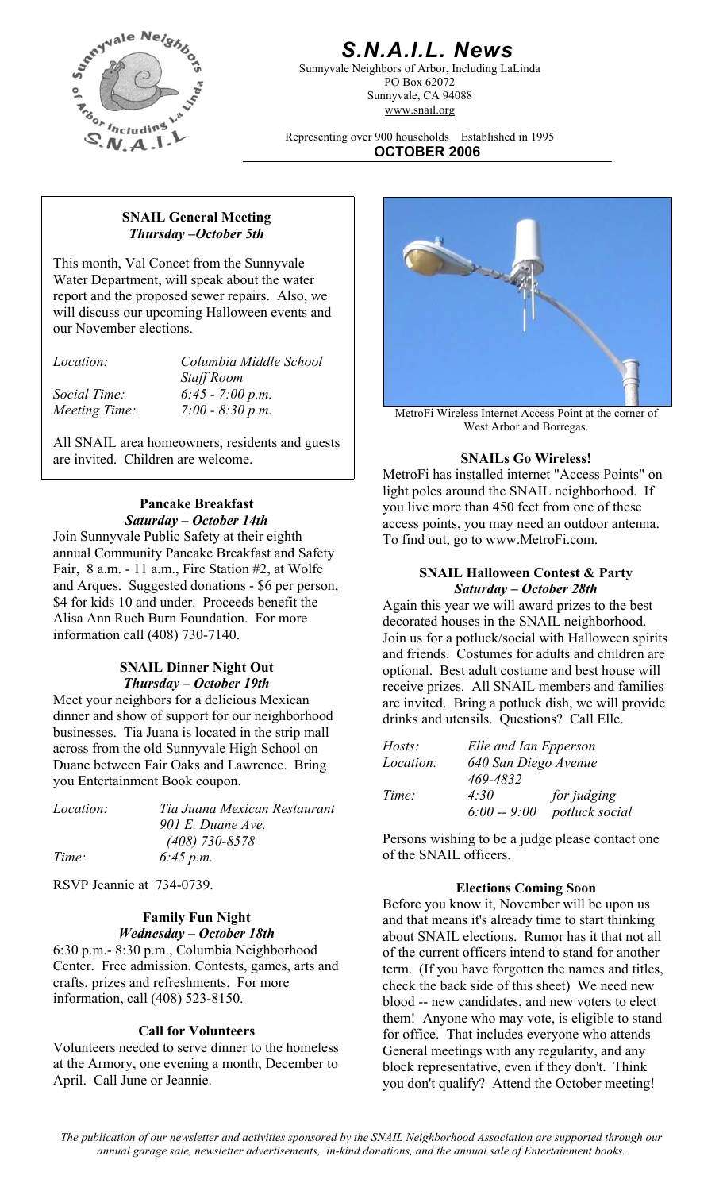# S.N.A.I.L. News

Sunnyvale Neighbors of Arbor, Including LaLinda
PO Box 62072
Sunnyvale, CA 94088
www.snail.org

Representing over 900 households Established in 1995

**OCTOBER 2006**

### SNAIL General Meeting
***Thursday –October 5th***

This month, Val Concet from the Sunnyvale Water Department, will speak about the water report and the proposed sewer repairs. Also, we will discuss our upcoming Halloween events and our November elections.

| | |
|---|---|
| *Location:* | *Columbia Middle School Staff Room* |
| *Social Time:* | *6:45 - 7:00 p.m.* |
| *Meeting Time:* | *7:00 - 8:30 p.m.* |

All SNAIL area homeowners, residents and guests are invited. Children are welcome.

### Pancake Breakfast
***Saturday – October 14th***

Join Sunnyvale Public Safety at their eighth annual Community Pancake Breakfast and Safety Fair, 8 a.m. - 11 a.m., Fire Station #2, at Wolfe and Arques. Suggested donations - $6 per person, $4 for kids 10 and under. Proceeds benefit the Alisa Ann Ruch Burn Foundation. For more information call (408) 730-7140.

### SNAIL Dinner Night Out
***Thursday – October 19th***

Meet your neighbors for a delicious Mexican dinner and show of support for our neighborhood businesses. Tia Juana is located in the strip mall across from the old Sunnyvale High School on Duane between Fair Oaks and Lawrence. Bring you Entertainment Book coupon.

| | |
|---|---|
| *Location:* | *Tia Juana Mexican Restaurant 901 E. Duane Ave. (408) 730-8578* |
| *Time:* | *6:45 p.m.* |

RSVP Jeannie at 734-0739.

### Family Fun Night
***Wednesday – October 18th***

6:30 p.m.- 8:30 p.m., Columbia Neighborhood Center. Free admission. Contests, games, arts and crafts, prizes and refreshments. For more information, call (408) 523-8150.

### Call for Volunteers

Volunteers needed to serve dinner to the homeless at the Armory, one evening a month, December to April. Call June or Jeannie.

MetroFi Wireless Internet Access Point at the corner of West Arbor and Borregas.

### SNAILs Go Wireless!

MetroFi has installed internet "Access Points" on light poles around the SNAIL neighborhood. If you live more than 450 feet from one of these access points, you may need an outdoor antenna. To find out, go to www.MetroFi.com.

### SNAIL Halloween Contest & Party
***Saturday – October 28th***

Again this year we will award prizes to the best decorated houses in the SNAIL neighborhood. Join us for a potluck/social with Halloween spirits and friends. Costumes for adults and children are optional. Best adult costume and best house will receive prizes. All SNAIL members and families are invited. Bring a potluck dish, we will provide drinks and utensils. Questions? Call Elle.

| | | |
|---|---|---|
| *Hosts:* | *Elle and Ian Epperson* | |
| *Location:* | *640 San Diego Avenue 469-4832* | |
| *Time:* | *4:30* | *for judging* |
| | *6:00 -- 9:00* | *potluck social* |

Persons wishing to be a judge please contact one of the SNAIL officers.

### Elections Coming Soon

Before you know it, November will be upon us and that means it's already time to start thinking about SNAIL elections. Rumor has it that not all of the current officers intend to stand for another term. (If you have forgotten the names and titles, check the back side of this sheet) We need new blood -- new candidates, and new voters to elect them! Anyone who may vote, is eligible to stand for office. That includes everyone who attends General meetings with any regularity, and any block representative, even if they don't. Think you don't qualify? Attend the October meeting!

*The publication of our newsletter and activities sponsored by the SNAIL Neighborhood Association are supported through our annual garage sale, newsletter advertisements, in-kind donations, and the annual sale of Entertainment books.*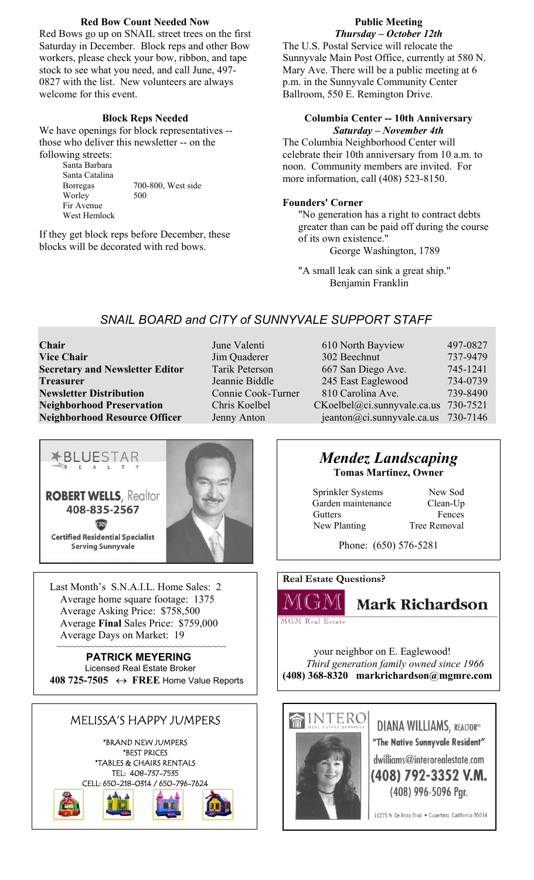### Red Bow Count Needed Now

Red Bows go up on SNAIL street trees on the first Saturday in December. Block reps and other Bow workers, please check your bow, ribbon, and tape stock to see what you need, and call June, 497-0827 with the list. New volunteers are always welcome for this event.

### Block Reps Needed

We have openings for block representatives -- those who deliver this newsletter -- on the following streets:

| | |
|---|---|
| Santa Barbara | |
| Santa Catalina | |
| Borregas | 700-800, West side |
| Worley | 500 |
| Fir Avenue | |
| West Hemlock | |

If they get block reps before December, these blocks will be decorated with red bows.

### Public Meeting
***Thursday – October 12th***

The U.S. Postal Service will relocate the Sunnyvale Main Post Office, currently at 580 N. Mary Ave. There will be a public meeting at 6 p.m. in the Sunnyvale Community Center Ballroom, 550 E. Remington Drive.

### Columbia Center -- 10th Anniversary
***Saturday – November 4th***

The Columbia Neighborhood Center will celebrate their 10th anniversary from 10 a.m. to noon. Community members are invited. For more information, call (408) 523-8150.

### Founders' Corner

"No generation has a right to contract debts greater than can be paid off during the course of its own existence."
George Washington, 1789

"A small leak can sink a great ship."
Benjamin Franklin

## *SNAIL BOARD and CITY of SUNNYVALE SUPPORT STAFF*

| | | | |
|---|---|---|---|
| **Chair** | June Valenti | 610 North Bayview | 497-0827 |
| **Vice Chair** | Jim Quaderer | 302 Beechnut | 737-9479 |
| **Secretary and Newsletter Editor** | Tarik Peterson | 667 San Diego Ave. | 745-1241 |
| **Treasurer** | Jeannie Biddle | 245 East Eaglewood | 734-0739 |
| **Newsletter Distribution** | Connie Cook-Turner | 810 Carolina Ave. | 739-8490 |
| **Neighborhood Preservation** | Chris Koelbel | CKoelbel@ci.sunnyvale.ca.us | 730-7521 |
| **Neighborhood Resource Officer** | Jenny Anton | jeanton@ci.sunnyvale.ca.us | 730-7146 |

BLUESTAR REALTY
**ROBERT WELLS**, Realtor
**408-835-2567**
CRS
**Certified Residential Specialist**
**Serving Sunnyvale**

## *Mendez Landscaping*
**Tomas Martinez, Owner**

| | |
|---|---|
| Sprinkler Systems | New Sod |
| Garden maintenance | Clean-Up |
| Gutters | Fences |
| New Planting | Tree Removal |

Phone: (650) 576-5281

Last Month's S.N.A.I.L. Home Sales: 2
Average home square footage: 1375
Average Asking Price: $758,500
Average **Final** Sales Price: $759,000
Average Days on Market: 19

**PATRICK MEYERING**
Licensed Real Estate Broker
**408 725-7505** ↔ **FREE** Home Value Reports

**Real Estate Questions?**

MGM **Mark Richardson**
MGM Real Estate

your neighbor on E. Eaglewood!
*Third generation family owned since 1966*
**(408) 368-8320 markrichardson@mgmre.com**

MELISSA'S HAPPY JUMPERS

*BRAND NEW JUMPERS
*BEST PRICES
*TABLES & CHAIRS RENTALS
TEL: 408-737-7535
CELL: 650-218-0314 / 650-796-7624

INTERO REAL ESTATE SERVICES
DIANA WILLIAMS, REALTOR®
"The Native Sunnyvale Resident"
dwilliams@interorealestate.com
(408) 792-3352 V.M.
(408) 996-5096 Pgr.
10275 N. De Anza Blvd. • Cupertino, California 95014